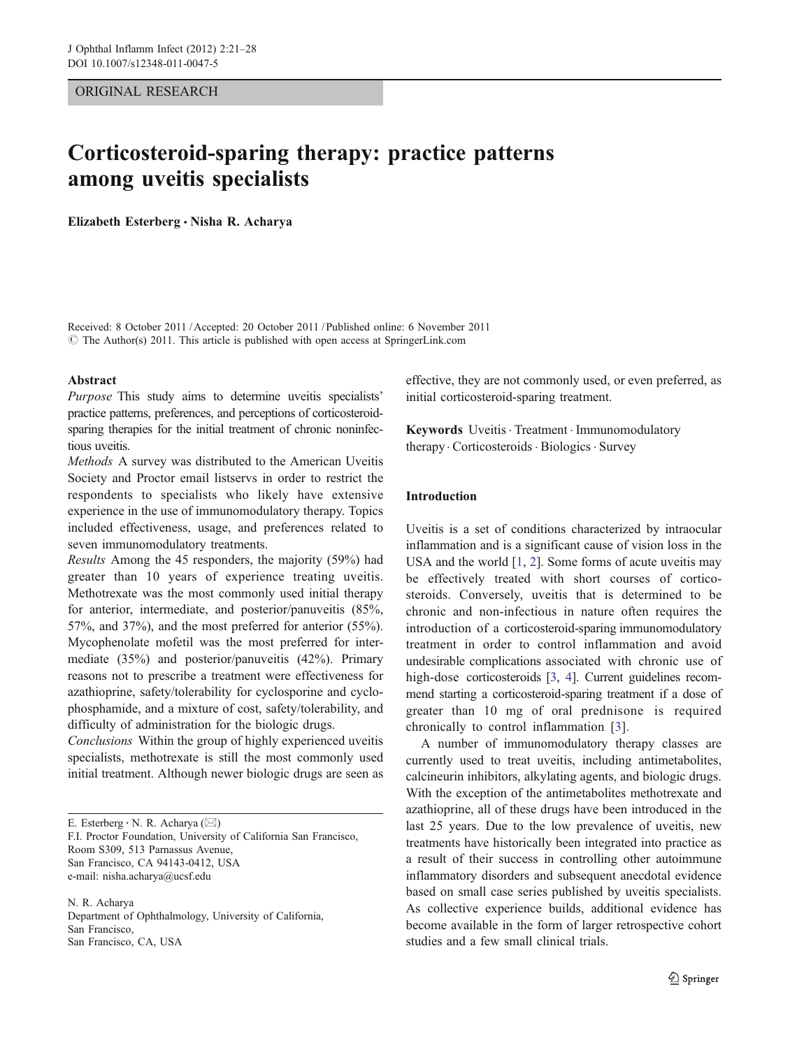ORIGINAL RESEARCH

# Corticosteroid-sparing therapy: practice patterns among uveitis specialists

**Elizabeth Esterberg · Nisha R. Acharya**

Received: 8 October 2011 / Accepted: 20 October 2011 / Published online: 6 November 2011
© The Author(s) 2011. This article is published with open access at SpringerLink.com

## Abstract

*Purpose* This study aims to determine uveitis specialists' practice patterns, preferences, and perceptions of corticosteroid-sparing therapies for the initial treatment of chronic noninfectious uveitis.

*Methods* A survey was distributed to the American Uveitis Society and Proctor email listservs in order to restrict the respondents to specialists who likely have extensive experience in the use of immunomodulatory therapy. Topics included effectiveness, usage, and preferences related to seven immunomodulatory treatments.

*Results* Among the 45 responders, the majority (59%) had greater than 10 years of experience treating uveitis. Methotrexate was the most commonly used initial therapy for anterior, intermediate, and posterior/panuveitis (85%, 57%, and 37%), and the most preferred for anterior (55%). Mycophenolate mofetil was the most preferred for intermediate (35%) and posterior/panuveitis (42%). Primary reasons not to prescribe a treatment were effectiveness for azathioprine, safety/tolerability for cyclosporine and cyclophosphamide, and a mixture of cost, safety/tolerability, and difficulty of administration for the biologic drugs.

*Conclusions* Within the group of highly experienced uveitis specialists, methotrexate is still the most commonly used initial treatment. Although newer biologic drugs are seen as effective, they are not commonly used, or even preferred, as initial corticosteroid-sparing treatment.

**Keywords** Uveitis · Treatment · Immunomodulatory therapy · Corticosteroids · Biologics · Survey

E. Esterberg · N. R. Acharya (✉)
F.I. Proctor Foundation, University of California San Francisco, Room S309, 513 Parnassus Avenue, San Francisco, CA 94143-0412, USA
e-mail: nisha.acharya@ucsf.edu

N. R. Acharya
Department of Ophthalmology, University of California, San Francisco, San Francisco, CA, USA

## Introduction

Uveitis is a set of conditions characterized by intraocular inflammation and is a significant cause of vision loss in the USA and the world [1, 2]. Some forms of acute uveitis may be effectively treated with short courses of corticosteroids. Conversely, uveitis that is determined to be chronic and non-infectious in nature often requires the introduction of a corticosteroid-sparing immunomodulatory treatment in order to control inflammation and avoid undesirable complications associated with chronic use of high-dose corticosteroids [3, 4]. Current guidelines recommend starting a corticosteroid-sparing treatment if a dose of greater than 10 mg of oral prednisone is required chronically to control inflammation [3].

A number of immunomodulatory therapy classes are currently used to treat uveitis, including antimetabolites, calcineurin inhibitors, alkylating agents, and biologic drugs. With the exception of the antimetabolites methotrexate and azathioprine, all of these drugs have been introduced in the last 25 years. Due to the low prevalence of uveitis, new treatments have historically been integrated into practice as a result of their success in controlling other autoimmune inflammatory disorders and subsequent anecdotal evidence based on small case series published by uveitis specialists. As collective experience builds, additional evidence has become available in the form of larger retrospective cohort studies and a few small clinical trials.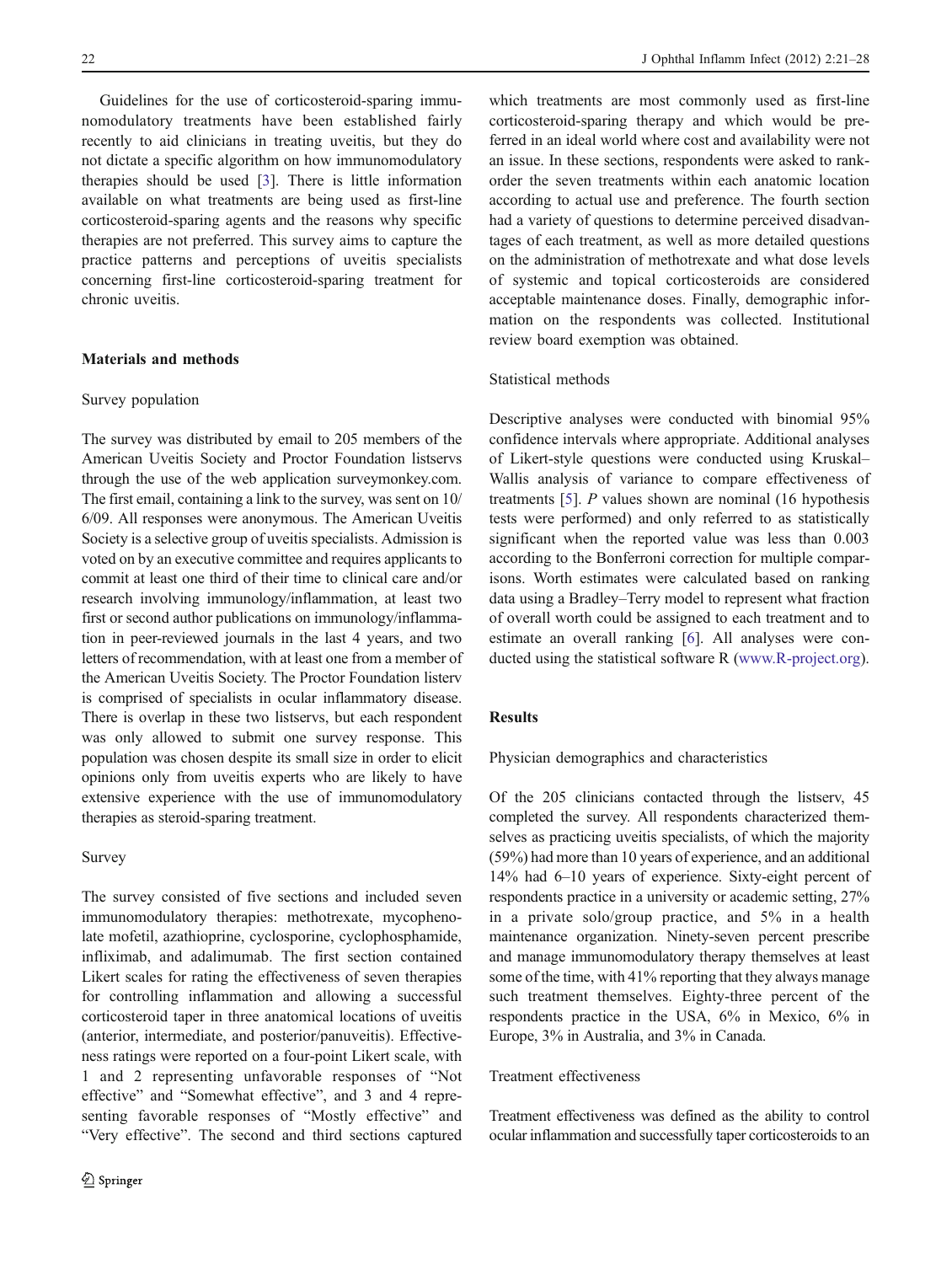Guidelines for the use of corticosteroid-sparing immunomodulatory treatments have been established fairly recently to aid clinicians in treating uveitis, but they do not dictate a specific algorithm on how immunomodulatory therapies should be used [3]. There is little information available on what treatments are being used as first-line corticosteroid-sparing agents and the reasons why specific therapies are not preferred. This survey aims to capture the practice patterns and perceptions of uveitis specialists concerning first-line corticosteroid-sparing treatment for chronic uveitis.

## Materials and methods

### Survey population

The survey was distributed by email to 205 members of the American Uveitis Society and Proctor Foundation listservs through the use of the web application surveymonkey.com. The first email, containing a link to the survey, was sent on 10/6/09. All responses were anonymous. The American Uveitis Society is a selective group of uveitis specialists. Admission is voted on by an executive committee and requires applicants to commit at least one third of their time to clinical care and/or research involving immunology/inflammation, at least two first or second author publications on immunology/inflammation in peer-reviewed journals in the last 4 years, and two letters of recommendation, with at least one from a member of the American Uveitis Society. The Proctor Foundation listerv is comprised of specialists in ocular inflammatory disease. There is overlap in these two listservs, but each respondent was only allowed to submit one survey response. This population was chosen despite its small size in order to elicit opinions only from uveitis experts who are likely to have extensive experience with the use of immunomodulatory therapies as steroid-sparing treatment.

### Survey

The survey consisted of five sections and included seven immunomodulatory therapies: methotrexate, mycophenolate mofetil, azathioprine, cyclosporine, cyclophosphamide, infliximab, and adalimumab. The first section contained Likert scales for rating the effectiveness of seven therapies for controlling inflammation and allowing a successful corticosteroid taper in three anatomical locations of uveitis (anterior, intermediate, and posterior/panuveitis). Effectiveness ratings were reported on a four-point Likert scale, with 1 and 2 representing unfavorable responses of "Not effective" and "Somewhat effective", and 3 and 4 representing favorable responses of "Mostly effective" and "Very effective". The second and third sections captured which treatments are most commonly used as first-line corticosteroid-sparing therapy and which would be preferred in an ideal world where cost and availability were not an issue. In these sections, respondents were asked to rank-order the seven treatments within each anatomic location according to actual use and preference. The fourth section had a variety of questions to determine perceived disadvantages of each treatment, as well as more detailed questions on the administration of methotrexate and what dose levels of systemic and topical corticosteroids are considered acceptable maintenance doses. Finally, demographic information on the respondents was collected. Institutional review board exemption was obtained.

### Statistical methods

Descriptive analyses were conducted with binomial 95% confidence intervals where appropriate. Additional analyses of Likert-style questions were conducted using Kruskal–Wallis analysis of variance to compare effectiveness of treatments [5]. *P* values shown are nominal (16 hypothesis tests were performed) and only referred to as statistically significant when the reported value was less than 0.003 according to the Bonferroni correction for multiple comparisons. Worth estimates were calculated based on ranking data using a Bradley–Terry model to represent what fraction of overall worth could be assigned to each treatment and to estimate an overall ranking [6]. All analyses were conducted using the statistical software R (www.R-project.org).

## Results

### Physician demographics and characteristics

Of the 205 clinicians contacted through the listserv, 45 completed the survey. All respondents characterized themselves as practicing uveitis specialists, of which the majority (59%) had more than 10 years of experience, and an additional 14% had 6–10 years of experience. Sixty-eight percent of respondents practice in a university or academic setting, 27% in a private solo/group practice, and 5% in a health maintenance organization. Ninety-seven percent prescribe and manage immunomodulatory therapy themselves at least some of the time, with 41% reporting that they always manage such treatment themselves. Eighty-three percent of the respondents practice in the USA, 6% in Mexico, 6% in Europe, 3% in Australia, and 3% in Canada.

### Treatment effectiveness

Treatment effectiveness was defined as the ability to control ocular inflammation and successfully taper corticosteroids to an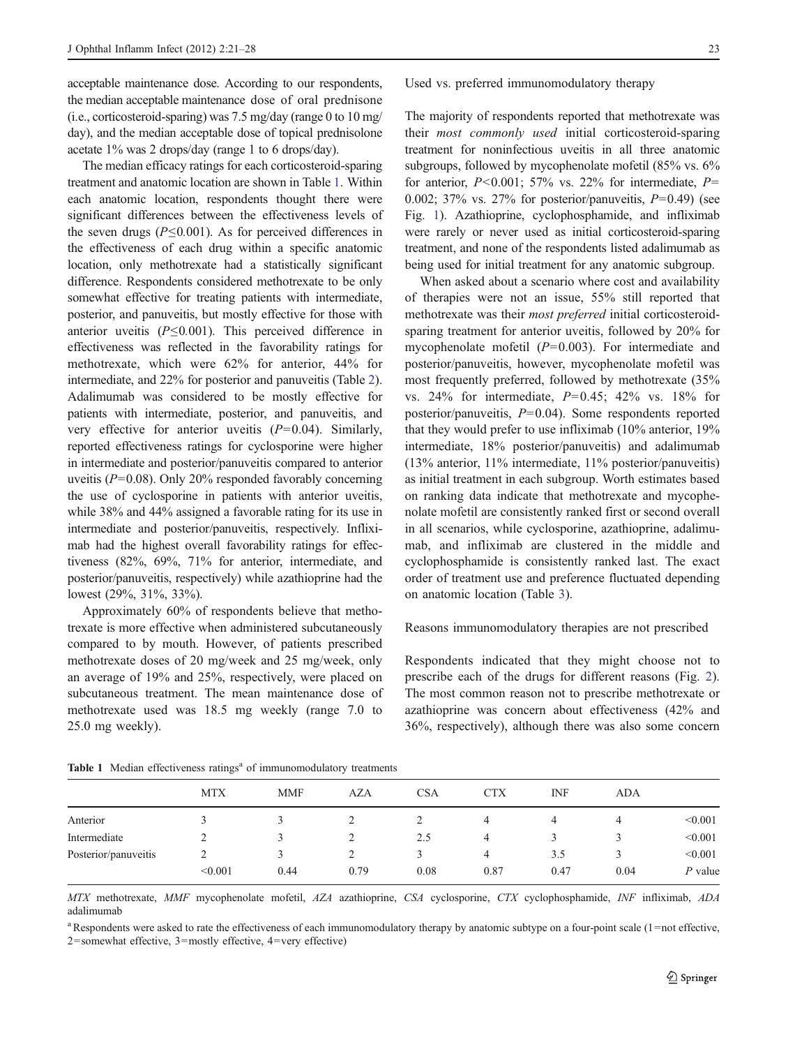acceptable maintenance dose. According to our respondents, the median acceptable maintenance dose of oral prednisone (i.e., corticosteroid-sparing) was 7.5 mg/day (range 0 to 10 mg/day), and the median acceptable dose of topical prednisolone acetate 1% was 2 drops/day (range 1 to 6 drops/day).

The median efficacy ratings for each corticosteroid-sparing treatment and anatomic location are shown in Table 1. Within each anatomic location, respondents thought there were significant differences between the effectiveness levels of the seven drugs ($P \leq 0.001$). As for perceived differences in the effectiveness of each drug within a specific anatomic location, only methotrexate had a statistically significant difference. Respondents considered methotrexate to be only somewhat effective for treating patients with intermediate, posterior, and panuveitis, but mostly effective for those with anterior uveitis ($P \leq 0.001$). This perceived difference in effectiveness was reflected in the favorability ratings for methotrexate, which were 62% for anterior, 44% for intermediate, and 22% for posterior and panuveitis (Table 2). Adalimumab was considered to be mostly effective for patients with intermediate, posterior, and panuveitis, and very effective for anterior uveitis ($P=0.04$). Similarly, reported effectiveness ratings for cyclosporine were higher in intermediate and posterior/panuveitis compared to anterior uveitis ($P=0.08$). Only 20% responded favorably concerning the use of cyclosporine in patients with anterior uveitis, while 38% and 44% assigned a favorable rating for its use in intermediate and posterior/panuveitis, respectively. Infliximab had the highest overall favorability ratings for effectiveness (82%, 69%, 71% for anterior, intermediate, and posterior/panuveitis, respectively) while azathioprine had the lowest (29%, 31%, 33%).

Approximately 60% of respondents believe that methotrexate is more effective when administered subcutaneously compared to by mouth. However, of patients prescribed methotrexate doses of 20 mg/week and 25 mg/week, only an average of 19% and 25%, respectively, were placed on subcutaneous treatment. The mean maintenance dose of methotrexate used was 18.5 mg weekly (range 7.0 to 25.0 mg weekly).

### Used vs. preferred immunomodulatory therapy

The majority of respondents reported that methotrexate was their *most commonly used* initial corticosteroid-sparing treatment for noninfectious uveitis in all three anatomic subgroups, followed by mycophenolate mofetil (85% vs. 6% for anterior, $P<0.001$; 57% vs. 22% for intermediate, $P=0.002$; 37% vs. 27% for posterior/panuveitis, $P=0.49$) (see Fig. 1). Azathioprine, cyclophosphamide, and infliximab were rarely or never used as initial corticosteroid-sparing treatment, and none of the respondents listed adalimumab as being used for initial treatment for any anatomic subgroup.

When asked about a scenario where cost and availability of therapies were not an issue, 55% still reported that methotrexate was their *most preferred* initial corticosteroid-sparing treatment for anterior uveitis, followed by 20% for mycophenolate mofetil ($P=0.003$). For intermediate and posterior/panuveitis, however, mycophenolate mofetil was most frequently preferred, followed by methotrexate (35% vs. 24% for intermediate, $P=0.45$; 42% vs. 18% for posterior/panuveitis, $P=0.04$). Some respondents reported that they would prefer to use infliximab (10% anterior, 19% intermediate, 18% posterior/panuveitis) and adalimumab (13% anterior, 11% intermediate, 11% posterior/panuveitis) as initial treatment in each subgroup. Worth estimates based on ranking data indicate that methotrexate and mycophenolate mofetil are consistently ranked first or second overall in all scenarios, while cyclosporine, azathioprine, adalimumab, and infliximab are clustered in the middle and cyclophosphamide is consistently ranked last. The exact order of treatment use and preference fluctuated depending on anatomic location (Table 3).

### Reasons immunomodulatory therapies are not prescribed

Respondents indicated that they might choose not to prescribe each of the drugs for different reasons (Fig. 2). The most common reason not to prescribe methotrexate or azathioprine was concern about effectiveness (42% and 36%, respectively), although there was also some concern

**Table 1** Median effectiveness ratings[a] of immunomodulatory treatments

| | MTX | MMF | AZA | CSA | CTX | INF | ADA | |
|---|---|---|---|---|---|---|---|---|
| Anterior | 3 | 3 | 2 | 2 | 4 | 4 | 4 | <0.001 |
| Intermediate | 2 | 3 | 2 | 2.5 | 4 | 3 | 3 | <0.001 |
| Posterior/panuveitis | 2 | 3 | 2 | 3 | 4 | 3.5 | 3 | <0.001 |
| | <0.001 | 0.44 | 0.79 | 0.08 | 0.87 | 0.47 | 0.04 | *P* value |

*MTX* methotrexate, *MMF* mycophenolate mofetil, *AZA* azathioprine, *CSA* cyclosporine, *CTX* cyclophosphamide, *INF* infliximab, *ADA* adalimumab

[a] Respondents were asked to rate the effectiveness of each immunomodulatory therapy by anatomic subtype on a four-point scale (1=not effective, 2=somewhat effective, 3=mostly effective, 4=very effective)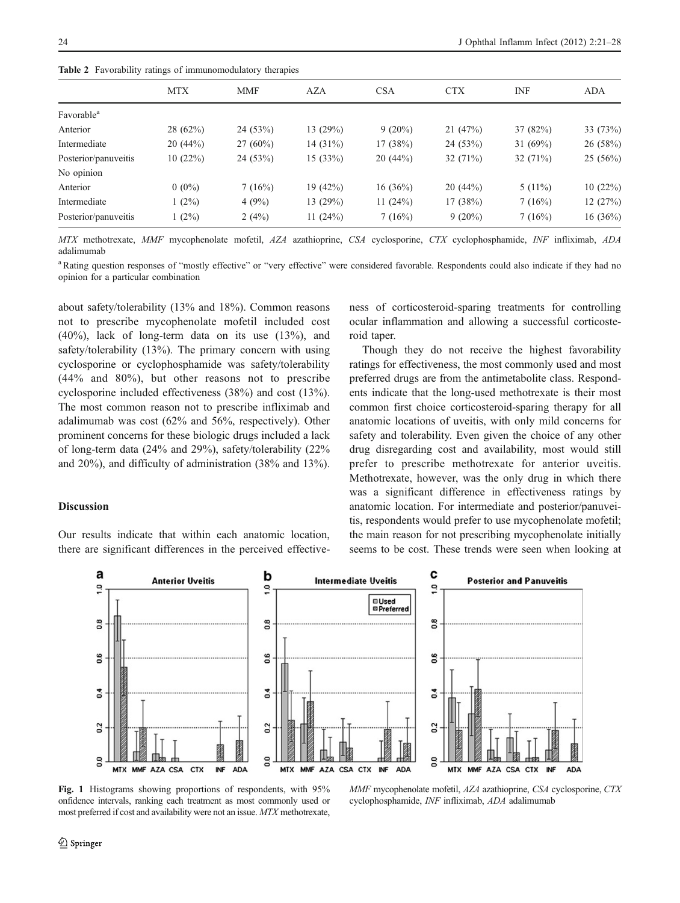**Table 2** Favorability ratings of immunomodulatory therapies

| | MTX | MMF | AZA | CSA | CTX | INF | ADA |
|---|---|---|---|---|---|---|---|
| Favorable[a] | | | | | | | |
| Anterior | 28 (62%) | 24 (53%) | 13 (29%) | 9 (20%) | 21 (47%) | 37 (82%) | 33 (73%) |
| Intermediate | 20 (44%) | 27 (60%) | 14 (31%) | 17 (38%) | 24 (53%) | 31 (69%) | 26 (58%) |
| Posterior/panuveitis | 10 (22%) | 24 (53%) | 15 (33%) | 20 (44%) | 32 (71%) | 32 (71%) | 25 (56%) |
| No opinion | | | | | | | |
| Anterior | 0 (0%) | 7 (16%) | 19 (42%) | 16 (36%) | 20 (44%) | 5 (11%) | 10 (22%) |
| Intermediate | 1 (2%) | 4 (9%) | 13 (29%) | 11 (24%) | 17 (38%) | 7 (16%) | 12 (27%) |
| Posterior/panuveitis | 1 (2%) | 2 (4%) | 11 (24%) | 7 (16%) | 9 (20%) | 7 (16%) | 16 (36%) |

*MTX* methotrexate, *MMF* mycophenolate mofetil, *AZA* azathioprine, *CSA* cyclosporine, *CTX* cyclophosphamide, *INF* infliximab, *ADA* adalimumab

[a] Rating question responses of "mostly effective" or "very effective" were considered favorable. Respondents could also indicate if they had no opinion for a particular combination

about safety/tolerability (13% and 18%). Common reasons not to prescribe mycophenolate mofetil included cost (40%), lack of long-term data on its use (13%), and safety/tolerability (13%). The primary concern with using cyclosporine or cyclophosphamide was safety/tolerability (44% and 80%), but other reasons not to prescribe cyclosporine included effectiveness (38%) and cost (13%). The most common reason not to prescribe infliximab and adalimumab was cost (62% and 56%, respectively). Other prominent concerns for these biologic drugs included a lack of long-term data (24% and 29%), safety/tolerability (22% and 20%), and difficulty of administration (38% and 13%).

## Discussion

Our results indicate that within each anatomic location, there are significant differences in the perceived effectiveness of corticosteroid-sparing treatments for controlling ocular inflammation and allowing a successful corticosteroid taper.

Though they do not receive the highest favorability ratings for effectiveness, the most commonly used and most preferred drugs are from the antimetabolite class. Respondents indicate that the long-used methotrexate is their most common first choice corticosteroid-sparing therapy for all anatomic locations of uveitis, with only mild concerns for safety and tolerability. Even given the choice of any other drug disregarding cost and availability, most would still prefer to prescribe methotrexate for anterior uveitis. Methotrexate, however, was the only drug in which there was a significant difference in effectiveness ratings by anatomic location. For intermediate and posterior/panuveitis, respondents would prefer to use mycophenolate mofetil; the main reason for not prescribing mycophenolate initially seems to be cost. These trends were seen when looking at

**Fig. 1** Histograms showing proportions of respondents, with 95% onfidence intervals, ranking each treatment as most commonly used or most preferred if cost and availability were not an issue. *MTX* methotrexate, *MMF* mycophenolate mofetil, *AZA* azathioprine, *CSA* cyclosporine, *CTX* cyclophosphamide, *INF* infliximab, *ADA* adalimumab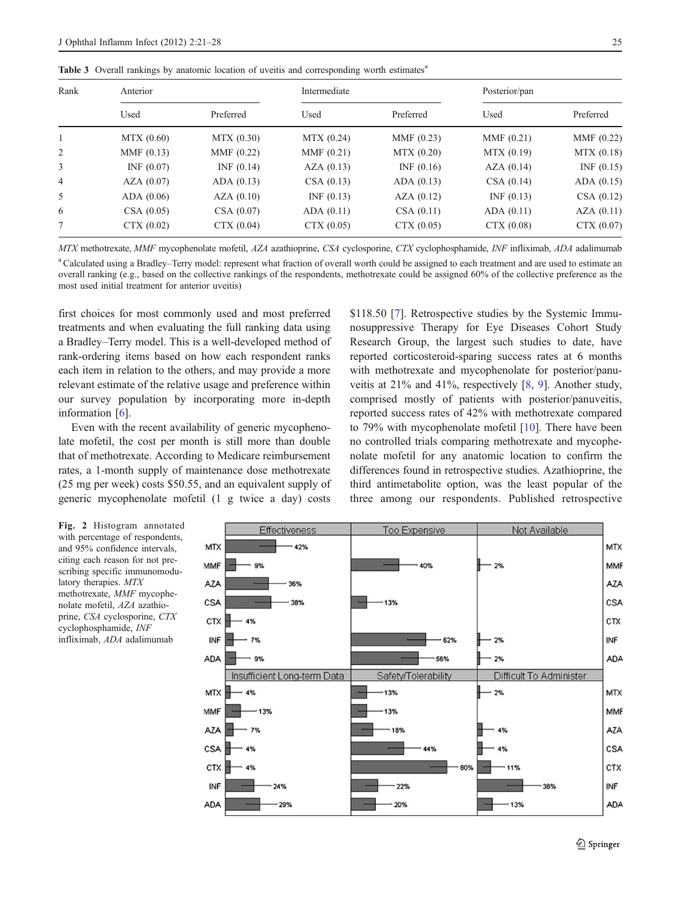**Table 3** Overall rankings by anatomic location of uveitis and corresponding worth estimates[a]

| Rank | Anterior | | Intermediate | | Posterior/pan | |
|---|---|---|---|---|---|---|
| | Used | Preferred | Used | Preferred | Used | Preferred |
| 1 | MTX (0.60) | MTX (0.30) | MTX (0.24) | MMF (0.23) | MMF (0.21) | MMF (0.22) |
| 2 | MMF (0.13) | MMF (0.22) | MMF (0.21) | MTX (0.20) | MTX (0.19) | MTX (0.18) |
| 3 | INF (0.07) | INF (0.14) | AZA (0.13) | INF (0.16) | AZA (0.14) | INF (0.15) |
| 4 | AZA (0.07) | ADA (0.13) | CSA (0.13) | ADA (0.13) | CSA (0.14) | ADA (0.15) |
| 5 | ADA (0.06) | AZA (0.10) | INF (0.13) | AZA (0.12) | INF (0.13) | CSA (0.12) |
| 6 | CSA (0.05) | CSA (0.07) | ADA (0.11) | CSA (0.11) | ADA (0.11) | AZA (0.11) |
| 7 | CTX (0.02) | CTX (0.04) | CTX (0.05) | CTX (0.05) | CTX (0.08) | CTX (0.07) |

*MTX* methotrexate, *MMF* mycophenolate mofetil, *AZA* azathioprine, *CSA* cyclosporine, *CTX* cyclophosphamide, *INF* infliximab, *ADA* adalimumab

[a] Calculated using a Bradley–Terry model: represent what fraction of overall worth could be assigned to each treatment and are used to estimate an overall ranking (e.g., based on the collective rankings of the respondents, methotrexate could be assigned 60% of the collective preference as the most used initial treatment for anterior uveitis)

first choices for most commonly used and most preferred treatments and when evaluating the full ranking data using a Bradley–Terry model. This is a well-developed method of rank-ordering items based on how each respondent ranks each item in relation to the others, and may provide a more relevant estimate of the relative usage and preference within our survey population by incorporating more in-depth information [6].

Even with the recent availability of generic mycophenolate mofetil, the cost per month is still more than double that of methotrexate. According to Medicare reimbursement rates, a 1-month supply of maintenance dose methotrexate (25 mg per week) costs $50.55, and an equivalent supply of generic mycophenolate mofetil (1 g twice a day) costs $118.50 [7]. Retrospective studies by the Systemic Immunosuppressive Therapy for Eye Diseases Cohort Study Research Group, the largest such studies to date, have reported corticosteroid-sparing success rates at 6 months with methotrexate and mycophenolate for posterior/panuveitis at 21% and 41%, respectively [8, 9]. Another study, comprised mostly of patients with posterior/panuveitis, reported success rates of 42% with methotrexate compared to 79% with mycophenolate mofetil [10]. There have been no controlled trials comparing methotrexate and mycophenolate mofetil for any anatomic location to confirm the differences found in retrospective studies. Azathioprine, the third antimetabolite option, was the least popular of the three among our respondents. Published retrospective

**Fig. 2** Histogram annotated with percentage of respondents, and 95% confidence intervals, citing each reason for not prescribing specific immunomodulatory therapies. *MTX* methotrexate, *MMF* mycophenolate mofetil, *AZA* azathioprine, *CSA* cyclosporine, *CTX* cyclophosphamide, *INF* infliximab, *ADA* adalimumab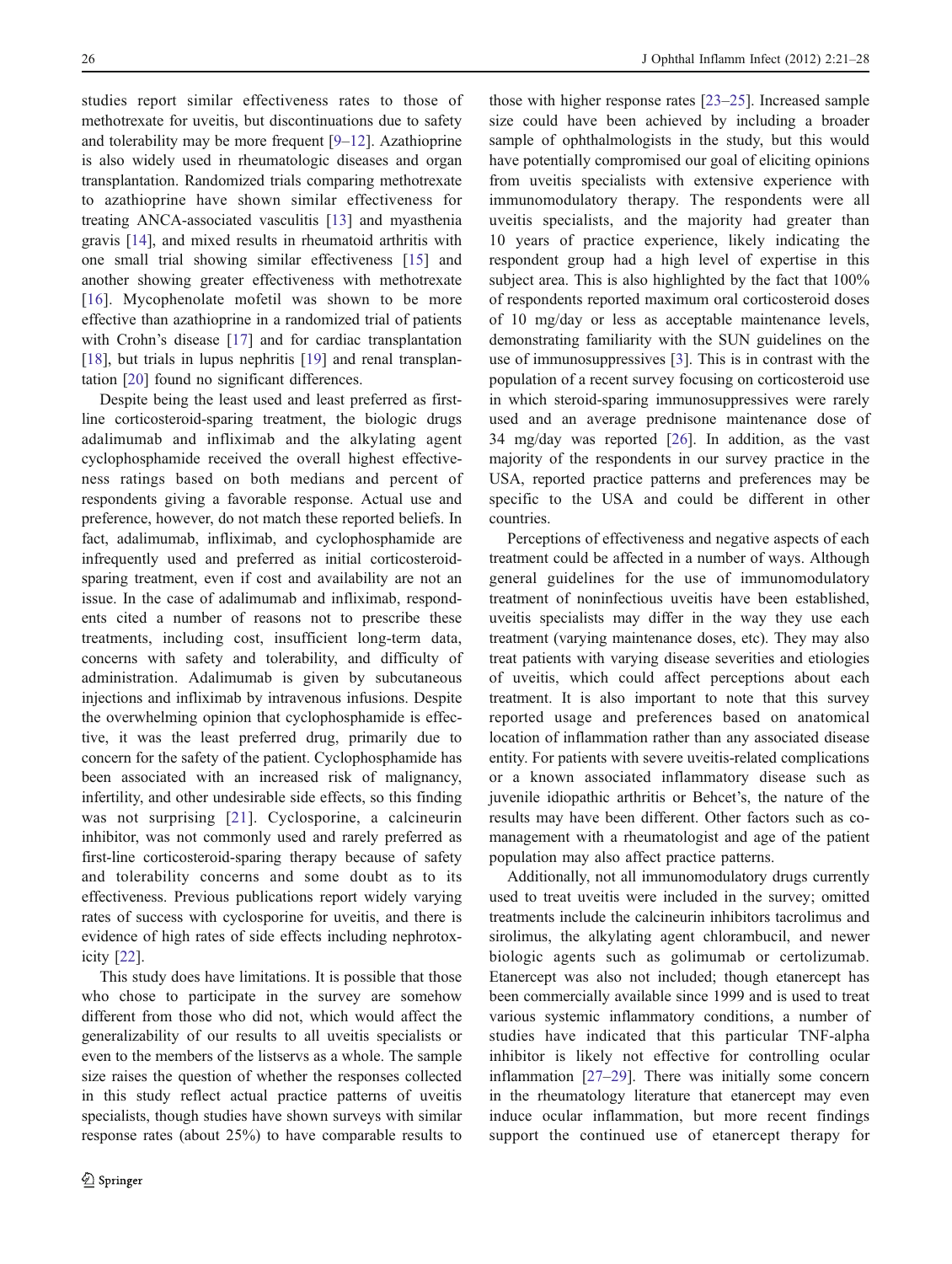studies report similar effectiveness rates to those of methotrexate for uveitis, but discontinuations due to safety and tolerability may be more frequent [9–12]. Azathioprine is also widely used in rheumatologic diseases and organ transplantation. Randomized trials comparing methotrexate to azathioprine have shown similar effectiveness for treating ANCA-associated vasculitis [13] and myasthenia gravis [14], and mixed results in rheumatoid arthritis with one small trial showing similar effectiveness [15] and another showing greater effectiveness with methotrexate [16]. Mycophenolate mofetil was shown to be more effective than azathioprine in a randomized trial of patients with Crohn's disease [17] and for cardiac transplantation [18], but trials in lupus nephritis [19] and renal transplantation [20] found no significant differences.

Despite being the least used and least preferred as first-line corticosteroid-sparing treatment, the biologic drugs adalimumab and infliximab and the alkylating agent cyclophosphamide received the overall highest effectiveness ratings based on both medians and percent of respondents giving a favorable response. Actual use and preference, however, do not match these reported beliefs. In fact, adalimumab, infliximab, and cyclophosphamide are infrequently used and preferred as initial corticosteroid-sparing treatment, even if cost and availability are not an issue. In the case of adalimumab and infliximab, respondents cited a number of reasons not to prescribe these treatments, including cost, insufficient long-term data, concerns with safety and tolerability, and difficulty of administration. Adalimumab is given by subcutaneous injections and infliximab by intravenous infusions. Despite the overwhelming opinion that cyclophosphamide is effective, it was the least preferred drug, primarily due to concern for the safety of the patient. Cyclophosphamide has been associated with an increased risk of malignancy, infertility, and other undesirable side effects, so this finding was not surprising [21]. Cyclosporine, a calcineurin inhibitor, was not commonly used and rarely preferred as first-line corticosteroid-sparing therapy because of safety and tolerability concerns and some doubt as to its effectiveness. Previous publications report widely varying rates of success with cyclosporine for uveitis, and there is evidence of high rates of side effects including nephrotoxicity [22].

This study does have limitations. It is possible that those who chose to participate in the survey are somehow different from those who did not, which would affect the generalizability of our results to all uveitis specialists or even to the members of the listservs as a whole. The sample size raises the question of whether the responses collected in this study reflect actual practice patterns of uveitis specialists, though studies have shown surveys with similar response rates (about 25%) to have comparable results to those with higher response rates [23–25]. Increased sample size could have been achieved by including a broader sample of ophthalmologists in the study, but this would have potentially compromised our goal of eliciting opinions from uveitis specialists with extensive experience with immunomodulatory therapy. The respondents were all uveitis specialists, and the majority had greater than 10 years of practice experience, likely indicating the respondent group had a high level of expertise in this subject area. This is also highlighted by the fact that 100% of respondents reported maximum oral corticosteroid doses of 10 mg/day or less as acceptable maintenance levels, demonstrating familiarity with the SUN guidelines on the use of immunosuppressives [3]. This is in contrast with the population of a recent survey focusing on corticosteroid use in which steroid-sparing immunosuppressives were rarely used and an average prednisone maintenance dose of 34 mg/day was reported [26]. In addition, as the vast majority of the respondents in our survey practice in the USA, reported practice patterns and preferences may be specific to the USA and could be different in other countries.

Perceptions of effectiveness and negative aspects of each treatment could be affected in a number of ways. Although general guidelines for the use of immunomodulatory treatment of noninfectious uveitis have been established, uveitis specialists may differ in the way they use each treatment (varying maintenance doses, etc). They may also treat patients with varying disease severities and etiologies of uveitis, which could affect perceptions about each treatment. It is also important to note that this survey reported usage and preferences based on anatomical location of inflammation rather than any associated disease entity. For patients with severe uveitis-related complications or a known associated inflammatory disease such as juvenile idiopathic arthritis or Behcet's, the nature of the results may have been different. Other factors such as co-management with a rheumatologist and age of the patient population may also affect practice patterns.

Additionally, not all immunomodulatory drugs currently used to treat uveitis were included in the survey; omitted treatments include the calcineurin inhibitors tacrolimus and sirolimus, the alkylating agent chlorambucil, and newer biologic agents such as golimumab or certolizumab. Etanercept was also not included; though etanercept has been commercially available since 1999 and is used to treat various systemic inflammatory conditions, a number of studies have indicated that this particular TNF-alpha inhibitor is likely not effective for controlling ocular inflammation [27–29]. There was initially some concern in the rheumatology literature that etanercept may even induce ocular inflammation, but more recent findings support the continued use of etanercept therapy for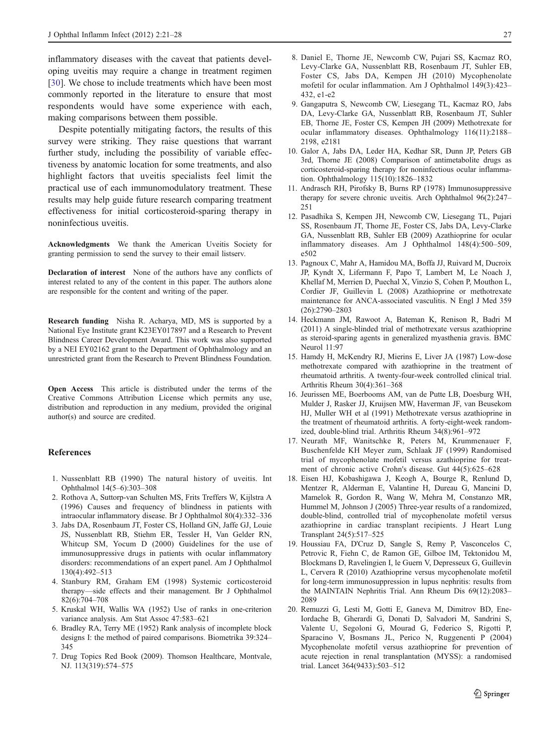inflammatory diseases with the caveat that patients developing uveitis may require a change in treatment regimen [30]. We chose to include treatments which have been most commonly reported in the literature to ensure that most respondents would have some experience with each, making comparisons between them possible.

Despite potentially mitigating factors, the results of this survey were striking. They raise questions that warrant further study, including the possibility of variable effectiveness by anatomic location for some treatments, and also highlight factors that uveitis specialists feel limit the practical use of each immunomodulatory treatment. These results may help guide future research comparing treatment effectiveness for initial corticosteroid-sparing therapy in noninfectious uveitis.

**Acknowledgments** We thank the American Uveitis Society for granting permission to send the survey to their email listserv.

**Declaration of interest** None of the authors have any conflicts of interest related to any of the content in this paper. The authors alone are responsible for the content and writing of the paper.

**Research funding** Nisha R. Acharya, MD, MS is supported by a National Eye Institute grant K23EY017897 and a Research to Prevent Blindness Career Development Award. This work was also supported by a NEI EY02162 grant to the Department of Ophthalmology and an unrestricted grant from the Research to Prevent Blindness Foundation.

**Open Access** This article is distributed under the terms of the Creative Commons Attribution License which permits any use, distribution and reproduction in any medium, provided the original author(s) and source are credited.

## References

1. Nussenblatt RB (1990) The natural history of uveitis. Int Ophthalmol 14(5–6):303–308
2. Rothova A, Suttorp-van Schulten MS, Frits Treffers W, Kijlstra A (1996) Causes and frequency of blindness in patients with intraocular inflammatory disease. Br J Ophthalmol 80(4):332–336
3. Jabs DA, Rosenbaum JT, Foster CS, Holland GN, Jaffe GJ, Louie JS, Nussenblatt RB, Stiehm ER, Tessler H, Van Gelder RN, Whitcup SM, Yocum D (2000) Guidelines for the use of immunosuppressive drugs in patients with ocular inflammatory disorders: recommendations of an expert panel. Am J Ophthalmol 130(4):492–513
4. Stanbury RM, Graham EM (1998) Systemic corticosteroid therapy—side effects and their management. Br J Ophthalmol 82(6):704–708
5. Kruskal WH, Wallis WA (1952) Use of ranks in one-criterion variance analysis. Am Stat Assoc 47:583–621
6. Bradley RA, Terry ME (1952) Rank analysis of incomplete block designs I: the method of paired comparisons. Biometrika 39:324–345
7. Drug Topics Red Book (2009). Thomson Healthcare, Montvale, NJ. 113(319):574–575
8. Daniel E, Thorne JE, Newcomb CW, Pujari SS, Kacmaz RO, Levy-Clarke GA, Nussenblatt RB, Rosenbaum JT, Suhler EB, Foster CS, Jabs DA, Kempen JH (2010) Mycophenolate mofetil for ocular inflammation. Am J Ophthalmol 149(3):423–432, e1-e2
9. Gangaputra S, Newcomb CW, Liesegang TL, Kacmaz RO, Jabs DA, Levy-Clarke GA, Nussenblatt RB, Rosenbaum JT, Suhler EB, Thorne JE, Foster CS, Kempen JH (2009) Methotrexate for ocular inflammatory diseases. Ophthalmology 116(11):2188–2198, e2181
10. Galor A, Jabs DA, Leder HA, Kedhar SR, Dunn JP, Peters GB 3rd, Thorne JE (2008) Comparison of antimetabolite drugs as corticosteroid-sparing therapy for noninfectious ocular inflammation. Ophthalmology 115(10):1826–1832
11. Andrasch RH, Pirofsky B, Burns RP (1978) Immunosuppressive therapy for severe chronic uveitis. Arch Ophthalmol 96(2):247–251
12. Pasadhika S, Kempen JH, Newcomb CW, Liesegang TL, Pujari SS, Rosenbaum JT, Thorne JE, Foster CS, Jabs DA, Levy-Clarke GA, Nussenblatt RB, Suhler EB (2009) Azathioprine for ocular inflammatory diseases. Am J Ophthalmol 148(4):500–509, e502
13. Pagnoux C, Mahr A, Hamidou MA, Boffa JJ, Ruivard M, Ducroix JP, Kyndt X, Lifermann F, Papo T, Lambert M, Le Noach J, Khellaf M, Merrien D, Puechal X, Vinzio S, Cohen P, Mouthon L, Cordier JF, Guillevin L (2008) Azathioprine or methotrexate maintenance for ANCA-associated vasculitis. N Engl J Med 359 (26):2790–2803
14. Heckmann JM, Rawoot A, Bateman K, Renison R, Badri M (2011) A single-blinded trial of methotrexate versus azathioprine as steroid-sparing agents in generalized myasthenia gravis. BMC Neurol 11:97
15. Hamdy H, McKendry RJ, Mierins E, Liver JA (1987) Low-dose methotrexate compared with azathioprine in the treatment of rheumatoid arthritis. A twenty-four-week controlled clinical trial. Arthritis Rheum 30(4):361–368
16. Jeurissen ME, Boerbooms AM, van de Putte LB, Doesburg WH, Mulder J, Rasker JJ, Kruijsen MW, Haverman JF, van Beusekom HJ, Muller WH et al (1991) Methotrexate versus azathioprine in the treatment of rheumatoid arthritis. A forty-eight-week randomized, double-blind trial. Arthritis Rheum 34(8):961–972
17. Neurath MF, Wanitschke R, Peters M, Krummenauer F, Buschenfelde KH Meyer zum, Schlaak JF (1999) Randomised trial of mycophenolate mofetil versus azathioprine for treatment of chronic active Crohn's disease. Gut 44(5):625–628
18. Eisen HJ, Kobashigawa J, Keogh A, Bourge R, Renlund D, Mentzer R, Alderman E, Valantine H, Dureau G, Mancini D, Mamelok R, Gordon R, Wang W, Mehra M, Constanzo MR, Hummel M, Johnson J (2005) Three-year results of a randomized, double-blind, controlled trial of mycophenolate mofetil versus azathioprine in cardiac transplant recipients. J Heart Lung Transplant 24(5):517–525
19. Houssiau FA, D'Cruz D, Sangle S, Remy P, Vasconcelos C, Petrovic R, Fiehn C, de Ramon GE, Gilboe IM, Tektonidou M, Blockmans D, Ravelingien I, le Guern V, Depresseux G, Guillevin L, Cervera R (2010) Azathioprine versus mycophenolate mofetil for long-term immunosuppression in lupus nephritis: results from the MAINTAIN Nephritis Trial. Ann Rheum Dis 69(12):2083–2089
20. Remuzzi G, Lesti M, Gotti E, Ganeva M, Dimitrov BD, Ene-Iordache B, Gherardi G, Donati D, Salvadori M, Sandrini S, Valente U, Segoloni G, Mourad G, Federico S, Rigotti P, Sparacino V, Bosmans JL, Perico N, Ruggenenti P (2004) Mycophenolate mofetil versus azathioprine for prevention of acute rejection in renal transplantation (MYSS): a randomised trial. Lancet 364(9433):503–512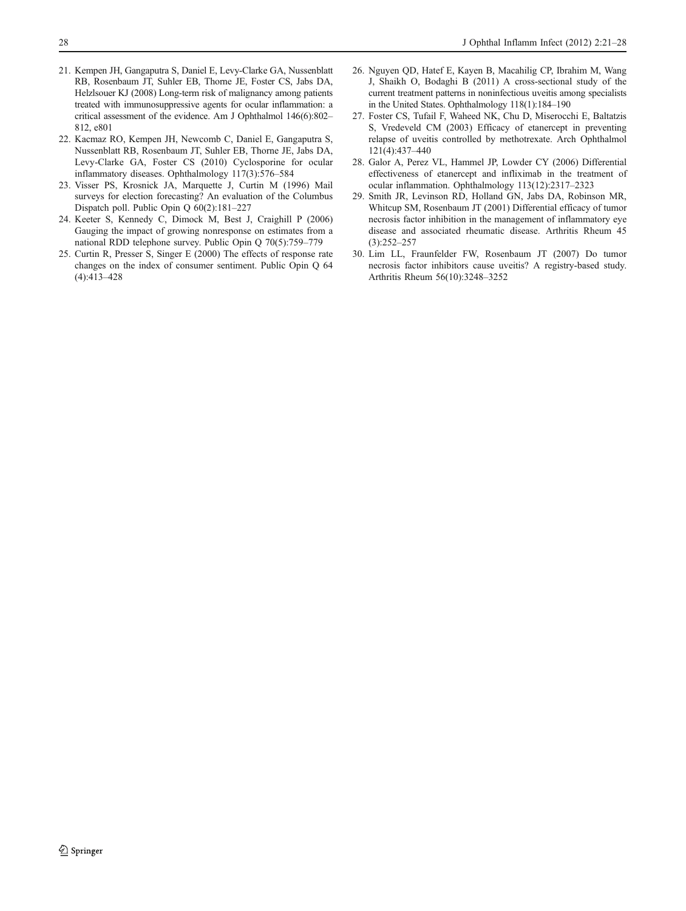21. Kempen JH, Gangaputra S, Daniel E, Levy-Clarke GA, Nussenblatt RB, Rosenbaum JT, Suhler EB, Thorne JE, Foster CS, Jabs DA, Helzlsouer KJ (2008) Long-term risk of malignancy among patients treated with immunosuppressive agents for ocular inflammation: a critical assessment of the evidence. Am J Ophthalmol 146(6):802–812, e801
22. Kacmaz RO, Kempen JH, Newcomb C, Daniel E, Gangaputra S, Nussenblatt RB, Rosenbaum JT, Suhler EB, Thorne JE, Jabs DA, Levy-Clarke GA, Foster CS (2010) Cyclosporine for ocular inflammatory diseases. Ophthalmology 117(3):576–584
23. Visser PS, Krosnick JA, Marquette J, Curtin M (1996) Mail surveys for election forecasting? An evaluation of the Columbus Dispatch poll. Public Opin Q 60(2):181–227
24. Keeter S, Kennedy C, Dimock M, Best J, Craighill P (2006) Gauging the impact of growing nonresponse on estimates from a national RDD telephone survey. Public Opin Q 70(5):759–779
25. Curtin R, Presser S, Singer E (2000) The effects of response rate changes on the index of consumer sentiment. Public Opin Q 64 (4):413–428
26. Nguyen QD, Hatef E, Kayen B, Macahilig CP, Ibrahim M, Wang J, Shaikh O, Bodaghi B (2011) A cross-sectional study of the current treatment patterns in noninfectious uveitis among specialists in the United States. Ophthalmology 118(1):184–190
27. Foster CS, Tufail F, Waheed NK, Chu D, Miserocchi E, Baltatzis S, Vredeveld CM (2003) Efficacy of etanercept in preventing relapse of uveitis controlled by methotrexate. Arch Ophthalmol 121(4):437–440
28. Galor A, Perez VL, Hammel JP, Lowder CY (2006) Differential effectiveness of etanercept and infliximab in the treatment of ocular inflammation. Ophthalmology 113(12):2317–2323
29. Smith JR, Levinson RD, Holland GN, Jabs DA, Robinson MR, Whitcup SM, Rosenbaum JT (2001) Differential efficacy of tumor necrosis factor inhibition in the management of inflammatory eye disease and associated rheumatic disease. Arthritis Rheum 45 (3):252–257
30. Lim LL, Fraunfelder FW, Rosenbaum JT (2007) Do tumor necrosis factor inhibitors cause uveitis? A registry-based study. Arthritis Rheum 56(10):3248–3252